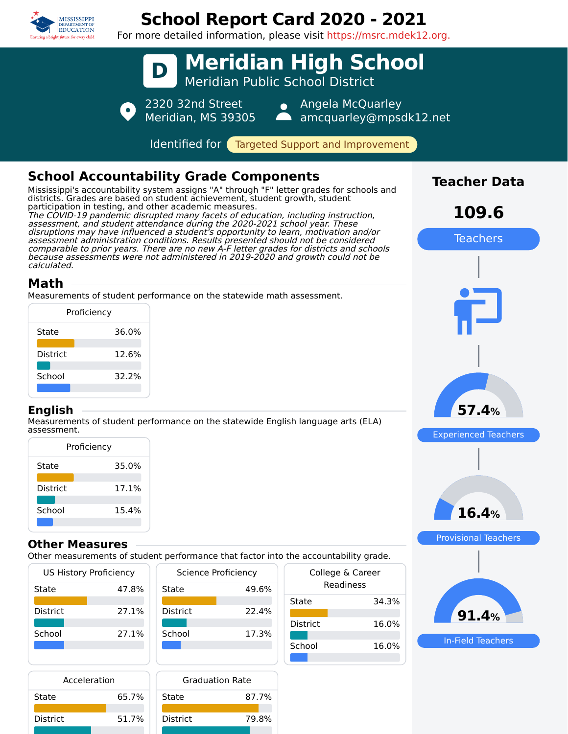# School Report Card 2020 - 2021

For more detailed information, please visit https://msrc.mdek12.org.

## D Meridian High School

Meridian Public School District

2320 32nd Street
Meridian, MS 39305

Angela McQuarley
amcquarley@mpsdk12.net

Identified for **Targeted Support and Improvement**

## School Accountability Grade Components

Mississippi's accountability system assigns "A" through "F" letter grades for schools and districts. Grades are based on student achievement, student growth, student participation in testing, and other academic measures.

*The COVID-19 pandemic disrupted many facets of education, including instruction, assessment, and student attendance during the 2020-2021 school year. These disruptions may have influenced a student's opportunity to learn, motivation and/or assessment administration conditions. Results presented should not be considered comparable to prior years. There are no new A-F letter grades for districts and schools because assessments were not administered in 2019-2020 and growth could not be calculated.*

### Math

Measurements of student performance on the statewide math assessment.

**Proficiency**

| | Proficiency |
|---|---|
| State | 36.0% |
| District | 12.6% |
| School | 32.2% |

### English

Measurements of student performance on the statewide English language arts (ELA) assessment.

| | Proficiency |
|---|---|
| State | 35.0% |
| District | 17.1% |
| School | 15.4% |

### Other Measures

Other measurements of student performance that factor into the accountability grade.

| | US History Proficiency |
|---|---|
| State | 47.8% |
| District | 27.1% |
| School | 27.1% |

| | Science Proficiency |
|---|---|
| State | 49.6% |
| District | 22.4% |
| School | 17.3% |

| | College & Career Readiness |
|---|---|
| State | 34.3% |
| District | 16.0% |
| School | 16.0% |

| | Acceleration |
|---|---|
| State | 65.7% |
| District | 51.7% |

| | Graduation Rate |
|---|---|
| State | 87.7% |
| District | 79.8% |

## Teacher Data

**109.6** Teachers

**57.4%** Experienced Teachers

**16.4%** Provisional Teachers

**91.4%** In-Field Teachers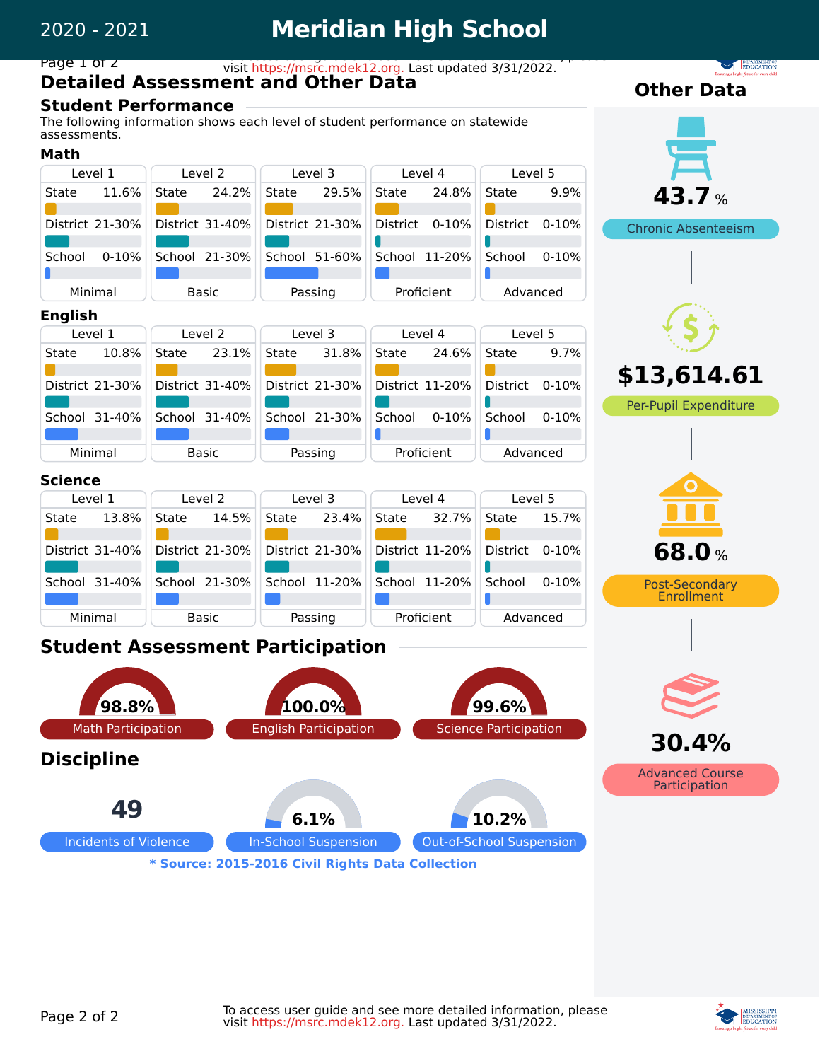# Meridian High School

2020 - 2021

## Detailed Assessment and Other Data

### Student Performance

The following information shows each level of student performance on statewide assessments.

#### Math

| | Level 1 | Level 2 | Level 3 | Level 4 | Level 5 |
|---|---|---|---|---|---|
| State | 11.6% | 24.2% | 29.5% | 24.8% | 9.9% |
| District | 21-30% | 31-40% | 21-30% | 0-10% | 0-10% |
| School | 0-10% | 21-30% | 51-60% | 11-20% | 0-10% |
| | Minimal | Basic | Passing | Proficient | Advanced |

#### English

| | Level 1 | Level 2 | Level 3 | Level 4 | Level 5 |
|---|---|---|---|---|---|
| State | 10.8% | 23.1% | 31.8% | 24.6% | 9.7% |
| District | 21-30% | 31-40% | 21-30% | 11-20% | 0-10% |
| School | 31-40% | 31-40% | 21-30% | 0-10% | 0-10% |
| | Minimal | Basic | Passing | Proficient | Advanced |

#### Science

| | Level 1 | Level 2 | Level 3 | Level 4 | Level 5 |
|---|---|---|---|---|---|
| State | 13.8% | 14.5% | 23.4% | 32.7% | 15.7% |
| District | 31-40% | 21-30% | 21-30% | 11-20% | 0-10% |
| School | 31-40% | 21-30% | 11-20% | 11-20% | 0-10% |
| | Minimal | Basic | Passing | Proficient | Advanced |

### Student Assessment Participation

98.8%
Math Participation

100.0%
English Participation

99.6%
Science Participation

### Discipline

49
Incidents of Violence

6.1%
In-School Suspension

10.2%
Out-of-School Suspension

**\* Source: 2015-2016 Civil Rights Data Collection**

## Other Data

43.7 %
Chronic Absenteeism

$13,614.61
Per-Pupil Expenditure

68.0 %
Post-Secondary Enrollment

30.4%
Advanced Course Participation

To access user guide and see more detailed information, please visit https://msrc.mdek12.org. Last updated 3/31/2022.